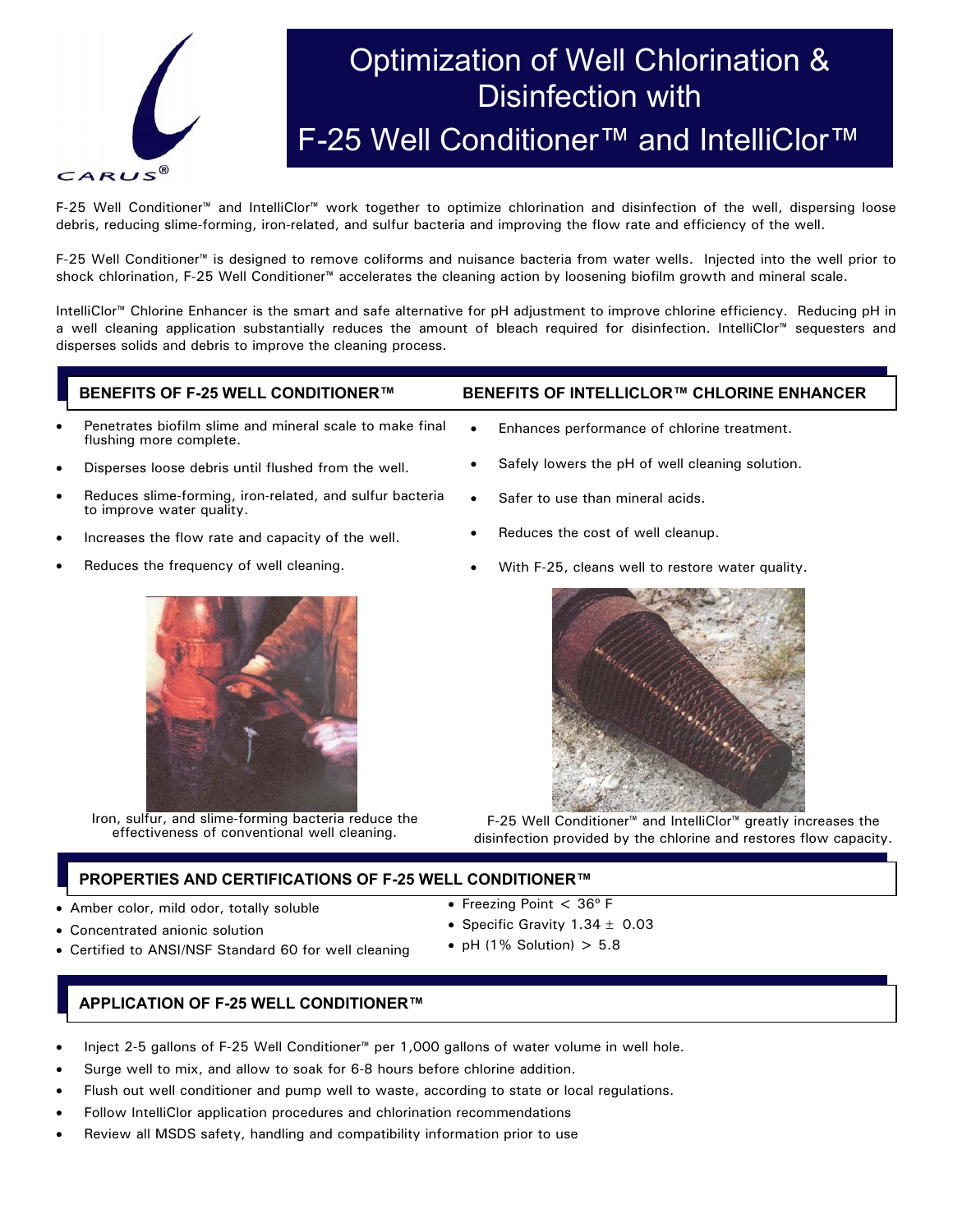CARUS®

# Optimization of Well Chlorination & Disinfection with F-25 Well Conditioner™ and IntelliClor™

F-25 Well Conditioner™ and IntelliClor™ work together to optimize chlorination and disinfection of the well, dispersing loose debris, reducing slime-forming, iron-related, and sulfur bacteria and improving the flow rate and efficiency of the well.

F-25 Well Conditioner™ is designed to remove coliforms and nuisance bacteria from water wells. Injected into the well prior to shock chlorination, F-25 Well Conditioner™ accelerates the cleaning action by loosening biofilm growth and mineral scale.

IntelliClor™ Chlorine Enhancer is the smart and safe alternative for pH adjustment to improve chlorine efficiency. Reducing pH in a well cleaning application substantially reduces the amount of bleach required for disinfection. IntelliClor™ sequesters and disperses solids and debris to improve the cleaning process.

## BENEFITS OF F-25 WELL CONDITIONER™

- Penetrates biofilm slime and mineral scale to make final flushing more complete.
- Disperses loose debris until flushed from the well.
- Reduces slime-forming, iron-related, and sulfur bacteria to improve water quality.
- Increases the flow rate and capacity of the well.
- Reduces the frequency of well cleaning.

Iron, sulfur, and slime-forming bacteria reduce the effectiveness of conventional well cleaning.

## BENEFITS OF INTELLICLOR™ CHLORINE ENHANCER

- Enhances performance of chlorine treatment.
- Safely lowers the pH of well cleaning solution.
- Safer to use than mineral acids.
- Reduces the cost of well cleanup.
- With F-25, cleans well to restore water quality.

F-25 Well Conditioner™ and IntelliClor™ greatly increases the disinfection provided by the chlorine and restores flow capacity.

## PROPERTIES AND CERTIFICATIONS OF F-25 WELL CONDITIONER™

- Amber color, mild odor, totally soluble
- Concentrated anionic solution
- Certified to ANSI/NSF Standard 60 for well cleaning
- Freezing Point < 36° F
- Specific Gravity 1.34 ± 0.03
- pH (1% Solution) > 5.8

## APPLICATION OF F-25 WELL CONDITIONER™

- Inject 2-5 gallons of F-25 Well Conditioner™ per 1,000 gallons of water volume in well hole.
- Surge well to mix, and allow to soak for 6-8 hours before chlorine addition.
- Flush out well conditioner and pump well to waste, according to state or local regulations.
- Follow IntelliClor application procedures and chlorination recommendations
- Review all MSDS safety, handling and compatibility information prior to use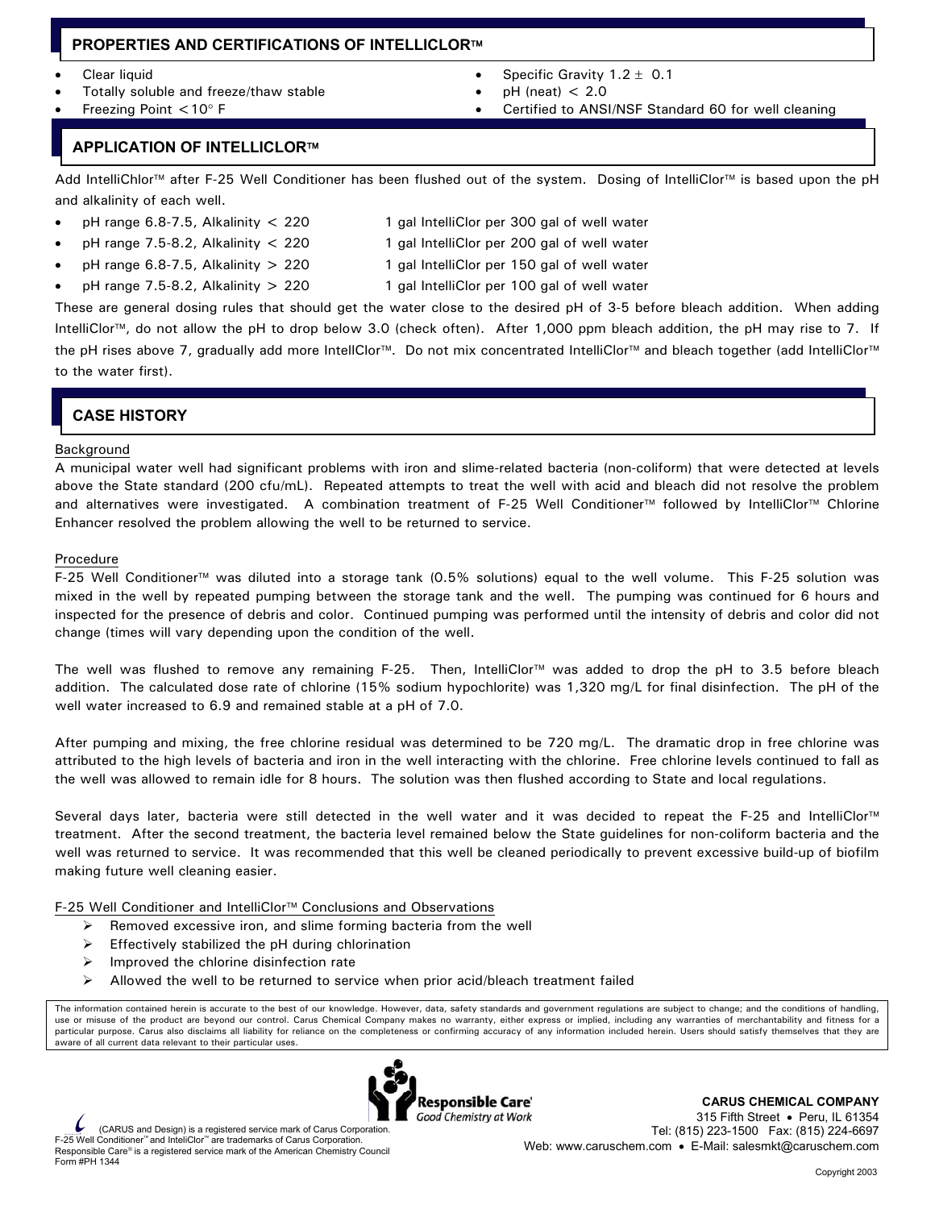## PROPERTIES AND CERTIFICATIONS OF INTELLICLOR™

- Clear liquid
- Totally soluble and freeze/thaw stable
- Freezing Point <10° F
- Specific Gravity 1.2 ± 0.1
- pH (neat) < 2.0
- Certified to ANSI/NSF Standard 60 for well cleaning

## APPLICATION OF INTELLICLOR™

Add IntelliChlor™ after F-25 Well Conditioner has been flushed out of the system. Dosing of IntelliClor™ is based upon the pH and alkalinity of each well.

- pH range 6.8-7.5, Alkalinity < 220 — 1 gal IntelliClor per 300 gal of well water
- pH range 7.5-8.2, Alkalinity < 220 — 1 gal IntelliClor per 200 gal of well water
- pH range 6.8-7.5, Alkalinity > 220 — 1 gal IntelliClor per 150 gal of well water
- pH range 7.5-8.2, Alkalinity > 220 — 1 gal IntelliClor per 100 gal of well water

These are general dosing rules that should get the water close to the desired pH of 3-5 before bleach addition. When adding IntelliClor™, do not allow the pH to drop below 3.0 (check often). After 1,000 ppm bleach addition, the pH may rise to 7. If the pH rises above 7, gradually add more IntellClor™. Do not mix concentrated IntelliClor™ and bleach together (add IntelliClor™ to the water first).

## CASE HISTORY

Background

A municipal water well had significant problems with iron and slime-related bacteria (non-coliform) that were detected at levels above the State standard (200 cfu/mL). Repeated attempts to treat the well with acid and bleach did not resolve the problem and alternatives were investigated. A combination treatment of F-25 Well Conditioner™ followed by IntelliClor™ Chlorine Enhancer resolved the problem allowing the well to be returned to service.

Procedure

F-25 Well Conditioner™ was diluted into a storage tank (0.5% solutions) equal to the well volume. This F-25 solution was mixed in the well by repeated pumping between the storage tank and the well. The pumping was continued for 6 hours and inspected for the presence of debris and color. Continued pumping was performed until the intensity of debris and color did not change (times will vary depending upon the condition of the well.

The well was flushed to remove any remaining F-25. Then, IntelliClor™ was added to drop the pH to 3.5 before bleach addition. The calculated dose rate of chlorine (15% sodium hypochlorite) was 1,320 mg/L for final disinfection. The pH of the well water increased to 6.9 and remained stable at a pH of 7.0.

After pumping and mixing, the free chlorine residual was determined to be 720 mg/L. The dramatic drop in free chlorine was attributed to the high levels of bacteria and iron in the well interacting with the chlorine. Free chlorine levels continued to fall as the well was allowed to remain idle for 8 hours. The solution was then flushed according to State and local regulations.

Several days later, bacteria were still detected in the well water and it was decided to repeat the F-25 and IntelliClor™ treatment. After the second treatment, the bacteria level remained below the State guidelines for non-coliform bacteria and the well was returned to service. It was recommended that this well be cleaned periodically to prevent excessive build-up of biofilm making future well cleaning easier.

F-25 Well Conditioner and IntelliClor™ Conclusions and Observations

- Removed excessive iron, and slime forming bacteria from the well
- Effectively stabilized the pH during chlorination
- Improved the chlorine disinfection rate
- Allowed the well to be returned to service when prior acid/bleach treatment failed

The information contained herein is accurate to the best of our knowledge. However, data, safety standards and government regulations are subject to change; and the conditions of handling, use or misuse of the product are beyond our control. Carus Chemical Company makes no warranty, either express or implied, including any warranties of merchantability and fitness for a particular purpose. Carus also disclaims all liability for reliance on the completeness or confirming accuracy of any information included herein. Users should satisfy themselves that they are aware of all current data relevant to their particular uses.

Responsible Care® Good Chemistry at Work

(CARUS and Design) is a registered service mark of Carus Corporation.
F-25 Well Conditioner™ and InteliClor™ are trademarks of Carus Corporation.
Responsible Care® is a registered service mark of the American Chemistry Council
Form #PH 1344

**CARUS CHEMICAL COMPANY**
315 Fifth Street • Peru, IL 61354
Tel: (815) 223-1500 Fax: (815) 224-6697
Web: www.caruschem.com • E-Mail: salesmkt@caruschem.com

Copyright 2003